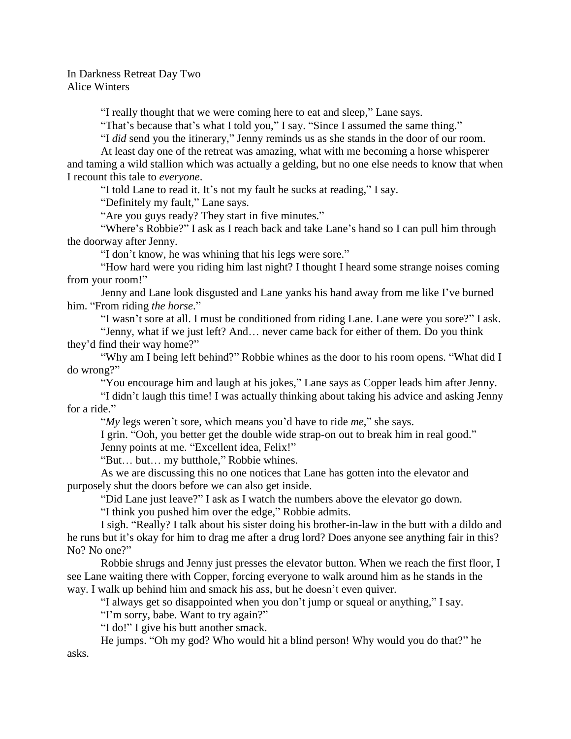In Darkness Retreat Day Two
Alice Winters

"I really thought that we were coming here to eat and sleep," Lane says.

"That's because that's what I told you," I say. "Since I assumed the same thing."

"I *did* send you the itinerary," Jenny reminds us as she stands in the door of our room.

At least day one of the retreat was amazing, what with me becoming a horse whisperer and taming a wild stallion which was actually a gelding, but no one else needs to know that when I recount this tale to *everyone*.

"I told Lane to read it. It's not my fault he sucks at reading," I say.

"Definitely my fault," Lane says.

"Are you guys ready? They start in five minutes."

"Where's Robbie?" I ask as I reach back and take Lane's hand so I can pull him through the doorway after Jenny.

"I don't know, he was whining that his legs were sore."

"How hard were you riding him last night? I thought I heard some strange noises coming from your room!"

Jenny and Lane look disgusted and Lane yanks his hand away from me like I've burned him. "From riding *the horse*."

"I wasn't sore at all. I must be conditioned from riding Lane. Lane were you sore?" I ask.

"Jenny, what if we just left? And… never came back for either of them. Do you think they'd find their way home?"

"Why am I being left behind?" Robbie whines as the door to his room opens. "What did I do wrong?"

"You encourage him and laugh at his jokes," Lane says as Copper leads him after Jenny.

"I didn't laugh this time! I was actually thinking about taking his advice and asking Jenny for a ride."

"*My* legs weren't sore, which means you'd have to ride *me*," she says.

I grin. "Ooh, you better get the double wide strap-on out to break him in real good."

Jenny points at me. "Excellent idea, Felix!"

"But… but… my butthole," Robbie whines.

As we are discussing this no one notices that Lane has gotten into the elevator and purposely shut the doors before we can also get inside.

"Did Lane just leave?" I ask as I watch the numbers above the elevator go down.

"I think you pushed him over the edge," Robbie admits.

I sigh. "Really? I talk about his sister doing his brother-in-law in the butt with a dildo and he runs but it's okay for him to drag me after a drug lord? Does anyone see anything fair in this? No? No one?"

Robbie shrugs and Jenny just presses the elevator button. When we reach the first floor, I see Lane waiting there with Copper, forcing everyone to walk around him as he stands in the way. I walk up behind him and smack his ass, but he doesn't even quiver.

"I always get so disappointed when you don't jump or squeal or anything," I say.

"I'm sorry, babe. Want to try again?"

"I do!" I give his butt another smack.

He jumps. "Oh my god? Who would hit a blind person! Why would you do that?" he asks.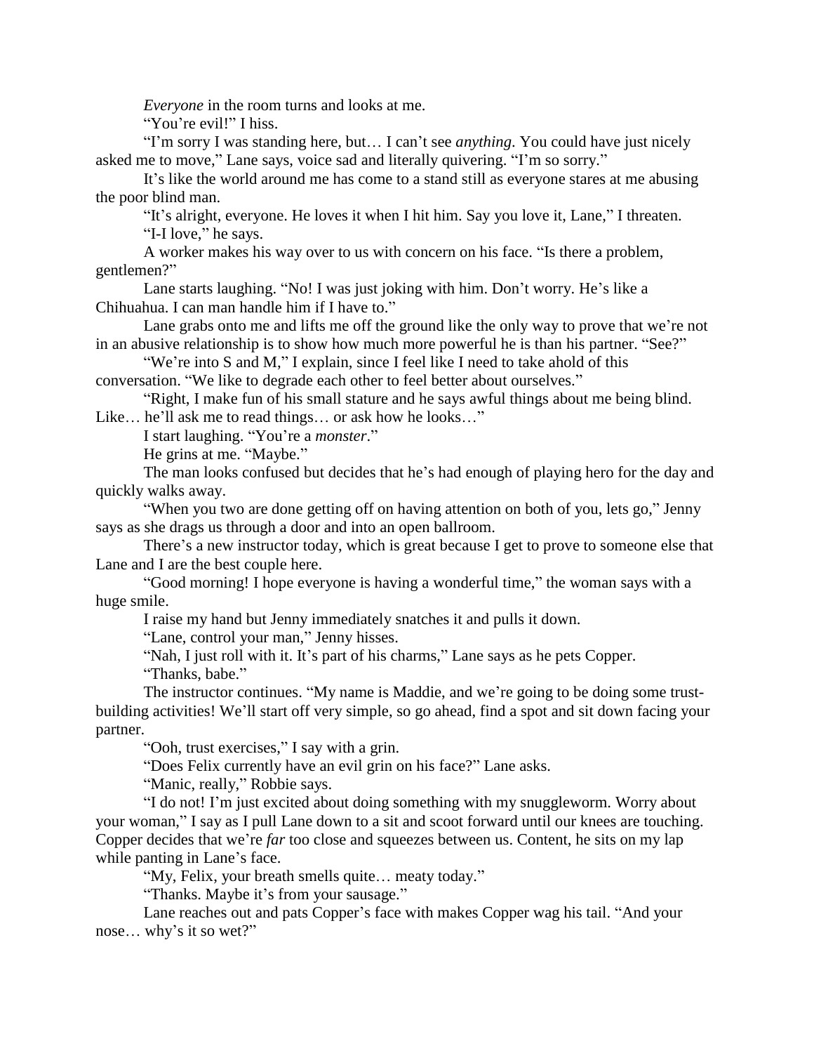*Everyone* in the room turns and looks at me.

"You're evil!" I hiss.

"I'm sorry I was standing here, but… I can't see *anything*. You could have just nicely asked me to move," Lane says, voice sad and literally quivering. "I'm so sorry."

It's like the world around me has come to a stand still as everyone stares at me abusing the poor blind man.

"It's alright, everyone. He loves it when I hit him. Say you love it, Lane," I threaten.

"I-I love," he says.

A worker makes his way over to us with concern on his face. "Is there a problem, gentlemen?"

Lane starts laughing. "No! I was just joking with him. Don't worry. He's like a Chihuahua. I can man handle him if I have to."

Lane grabs onto me and lifts me off the ground like the only way to prove that we're not in an abusive relationship is to show how much more powerful he is than his partner. "See?"

"We're into S and M," I explain, since I feel like I need to take ahold of this conversation. "We like to degrade each other to feel better about ourselves."

"Right, I make fun of his small stature and he says awful things about me being blind. Like… he'll ask me to read things… or ask how he looks…"

I start laughing. "You're a *monster*."

He grins at me. "Maybe."

The man looks confused but decides that he's had enough of playing hero for the day and quickly walks away.

"When you two are done getting off on having attention on both of you, lets go," Jenny says as she drags us through a door and into an open ballroom.

There's a new instructor today, which is great because I get to prove to someone else that Lane and I are the best couple here.

"Good morning! I hope everyone is having a wonderful time," the woman says with a huge smile.

I raise my hand but Jenny immediately snatches it and pulls it down.

"Lane, control your man," Jenny hisses.

"Nah, I just roll with it. It's part of his charms," Lane says as he pets Copper.

"Thanks, babe."

The instructor continues. "My name is Maddie, and we're going to be doing some trust-building activities! We'll start off very simple, so go ahead, find a spot and sit down facing your partner.

"Ooh, trust exercises," I say with a grin.

"Does Felix currently have an evil grin on his face?" Lane asks.

"Manic, really," Robbie says.

"I do not! I'm just excited about doing something with my snuggleworm. Worry about your woman," I say as I pull Lane down to a sit and scoot forward until our knees are touching. Copper decides that we're *far* too close and squeezes between us. Content, he sits on my lap while panting in Lane's face.

"My, Felix, your breath smells quite… meaty today."

"Thanks. Maybe it's from your sausage."

Lane reaches out and pats Copper's face with makes Copper wag his tail. "And your nose… why's it so wet?"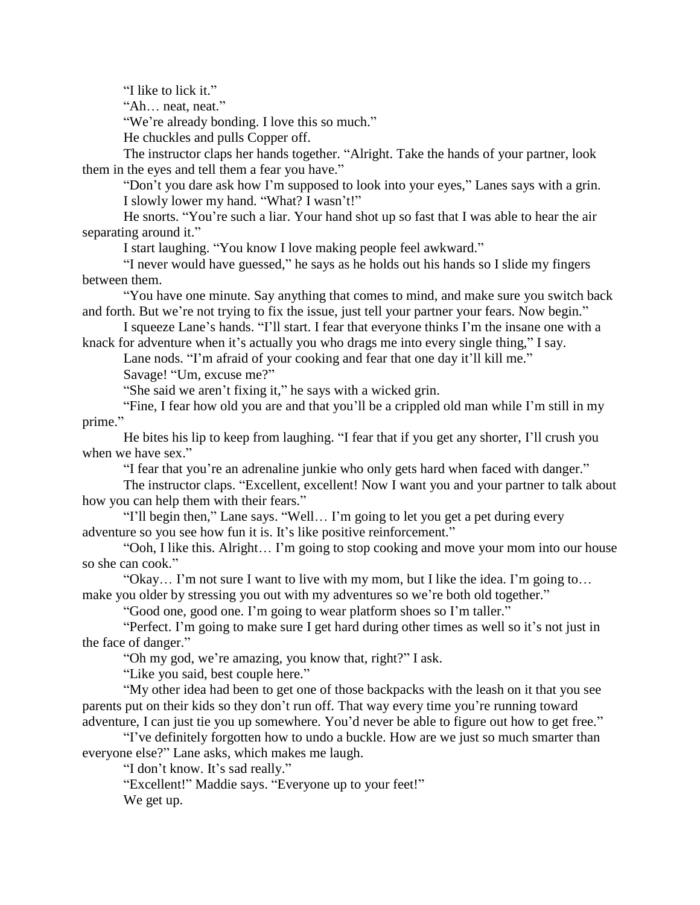"I like to lick it."

"Ah… neat, neat."

"We're already bonding. I love this so much."

He chuckles and pulls Copper off.

The instructor claps her hands together. "Alright. Take the hands of your partner, look them in the eyes and tell them a fear you have."

"Don't you dare ask how I'm supposed to look into your eyes," Lanes says with a grin.

I slowly lower my hand. "What? I wasn't!"

He snorts. "You're such a liar. Your hand shot up so fast that I was able to hear the air separating around it."

I start laughing. "You know I love making people feel awkward."

"I never would have guessed," he says as he holds out his hands so I slide my fingers between them.

"You have one minute. Say anything that comes to mind, and make sure you switch back and forth. But we're not trying to fix the issue, just tell your partner your fears. Now begin."

I squeeze Lane's hands. "I'll start. I fear that everyone thinks I'm the insane one with a knack for adventure when it's actually you who drags me into every single thing," I say.

Lane nods. "I'm afraid of your cooking and fear that one day it'll kill me."

Savage! "Um, excuse me?"

"She said we aren't fixing it," he says with a wicked grin.

"Fine, I fear how old you are and that you'll be a crippled old man while I'm still in my prime."

He bites his lip to keep from laughing. "I fear that if you get any shorter, I'll crush you when we have sex."

"I fear that you're an adrenaline junkie who only gets hard when faced with danger."

The instructor claps. "Excellent, excellent! Now I want you and your partner to talk about how you can help them with their fears."

"I'll begin then," Lane says. "Well… I'm going to let you get a pet during every adventure so you see how fun it is. It's like positive reinforcement."

"Ooh, I like this. Alright… I'm going to stop cooking and move your mom into our house so she can cook."

"Okay… I'm not sure I want to live with my mom, but I like the idea. I'm going to… make you older by stressing you out with my adventures so we're both old together."

"Good one, good one. I'm going to wear platform shoes so I'm taller."

"Perfect. I'm going to make sure I get hard during other times as well so it's not just in the face of danger."

"Oh my god, we're amazing, you know that, right?" I ask.

"Like you said, best couple here."

"My other idea had been to get one of those backpacks with the leash on it that you see parents put on their kids so they don't run off. That way every time you're running toward adventure, I can just tie you up somewhere. You'd never be able to figure out how to get free."

"I've definitely forgotten how to undo a buckle. How are we just so much smarter than everyone else?" Lane asks, which makes me laugh.

"I don't know. It's sad really."

"Excellent!" Maddie says. "Everyone up to your feet!"

We get up.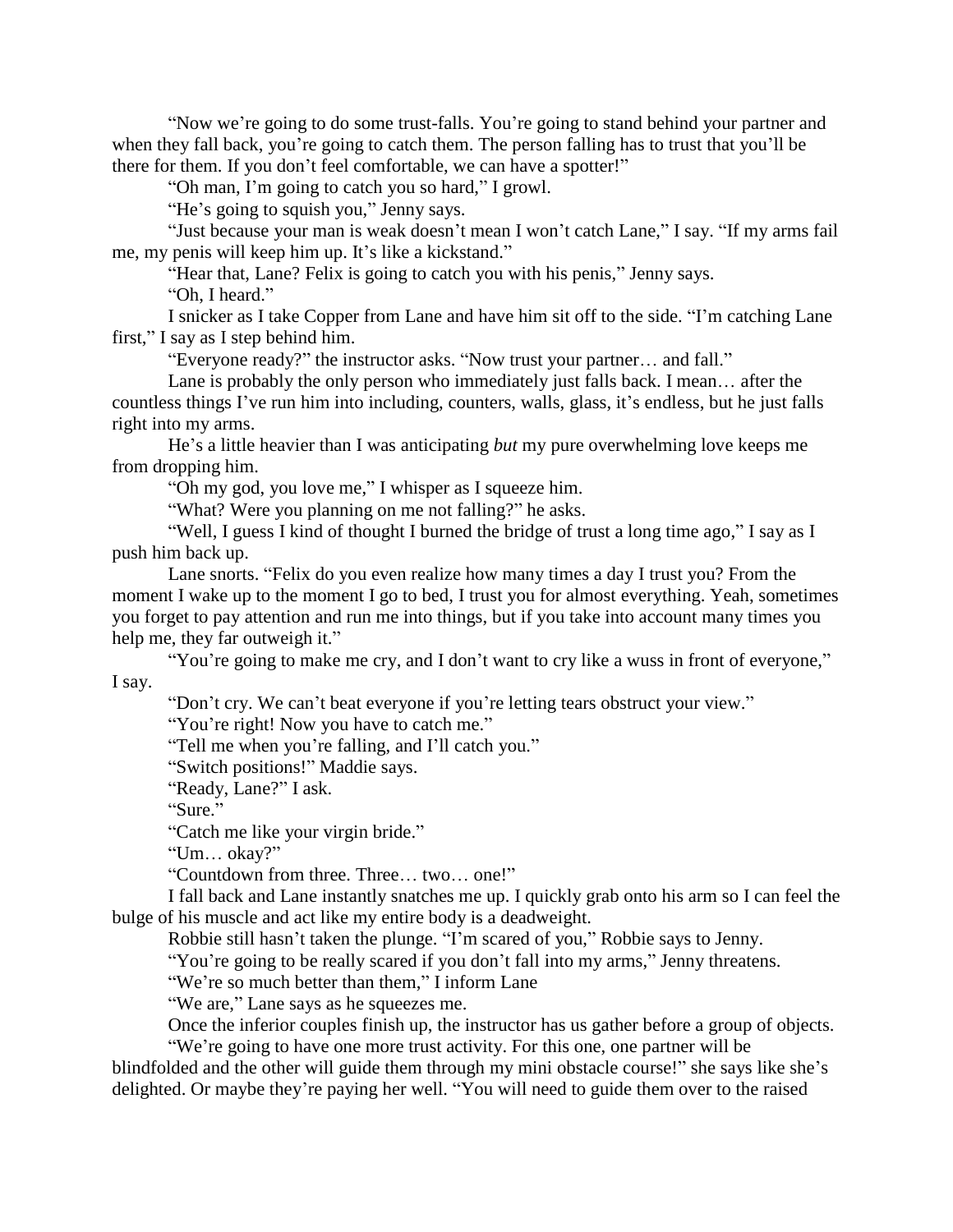"Now we're going to do some trust-falls. You're going to stand behind your partner and when they fall back, you're going to catch them. The person falling has to trust that you'll be there for them. If you don't feel comfortable, we can have a spotter!"

"Oh man, I'm going to catch you so hard," I growl.

"He's going to squish you," Jenny says.

"Just because your man is weak doesn't mean I won't catch Lane," I say. "If my arms fail me, my penis will keep him up. It's like a kickstand."

"Hear that, Lane? Felix is going to catch you with his penis," Jenny says.

"Oh, I heard."

I snicker as I take Copper from Lane and have him sit off to the side. "I'm catching Lane first," I say as I step behind him.

"Everyone ready?" the instructor asks. "Now trust your partner… and fall."

Lane is probably the only person who immediately just falls back. I mean… after the countless things I've run him into including, counters, walls, glass, it's endless, but he just falls right into my arms.

He's a little heavier than I was anticipating *but* my pure overwhelming love keeps me from dropping him.

"Oh my god, you love me," I whisper as I squeeze him.

"What? Were you planning on me not falling?" he asks.

"Well, I guess I kind of thought I burned the bridge of trust a long time ago," I say as I push him back up.

Lane snorts. "Felix do you even realize how many times a day I trust you? From the moment I wake up to the moment I go to bed, I trust you for almost everything. Yeah, sometimes you forget to pay attention and run me into things, but if you take into account many times you help me, they far outweigh it."

"You're going to make me cry, and I don't want to cry like a wuss in front of everyone," I say.

"Don't cry. We can't beat everyone if you're letting tears obstruct your view."

"You're right! Now you have to catch me."

"Tell me when you're falling, and I'll catch you."

"Switch positions!" Maddie says.

"Ready, Lane?" I ask.

"Sure."

"Catch me like your virgin bride."

"Um… okay?"

"Countdown from three. Three… two… one!"

I fall back and Lane instantly snatches me up. I quickly grab onto his arm so I can feel the bulge of his muscle and act like my entire body is a deadweight.

Robbie still hasn't taken the plunge. "I'm scared of you," Robbie says to Jenny.

"You're going to be really scared if you don't fall into my arms," Jenny threatens.

"We're so much better than them," I inform Lane

"We are," Lane says as he squeezes me.

Once the inferior couples finish up, the instructor has us gather before a group of objects.

"We're going to have one more trust activity. For this one, one partner will be blindfolded and the other will guide them through my mini obstacle course!" she says like she's delighted. Or maybe they're paying her well. "You will need to guide them over to the raised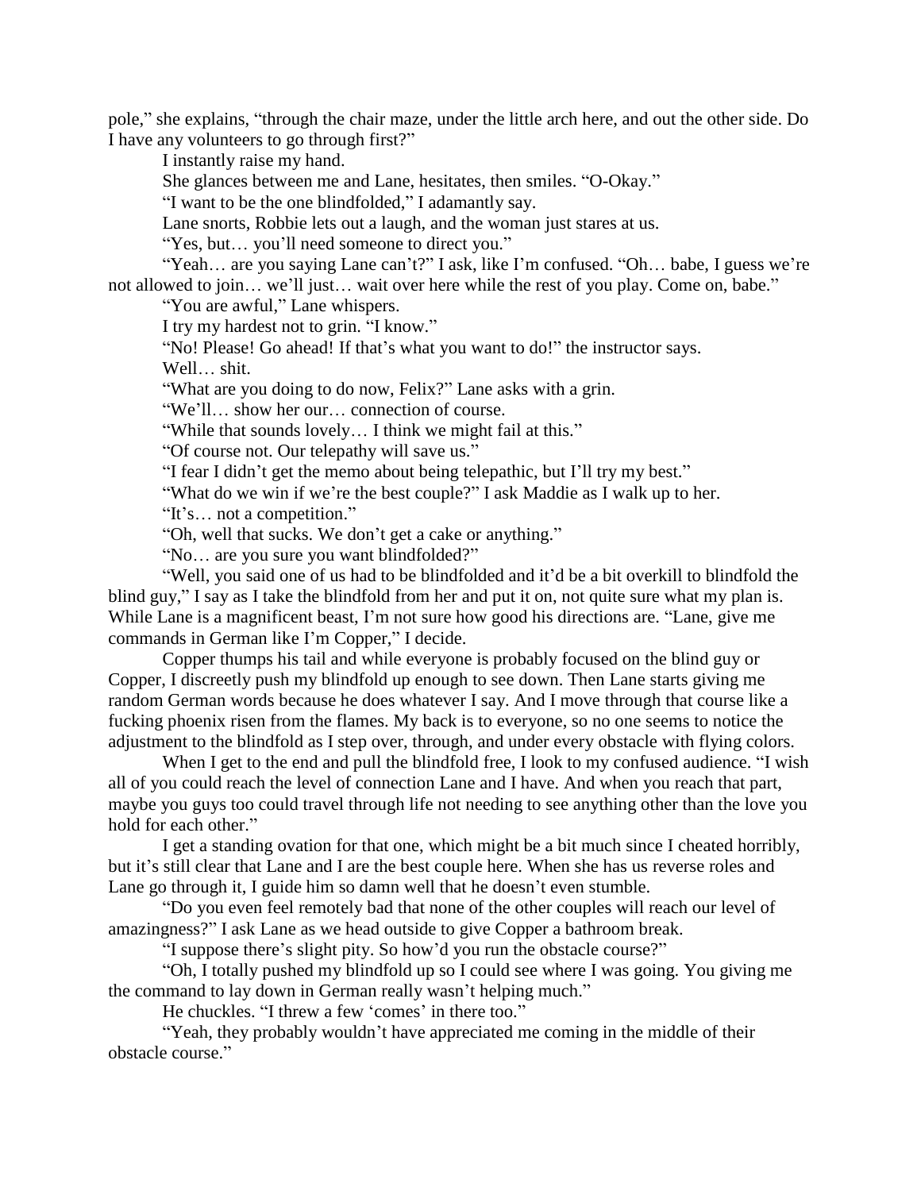pole," she explains, "through the chair maze, under the little arch here, and out the other side. Do I have any volunteers to go through first?"

I instantly raise my hand.

She glances between me and Lane, hesitates, then smiles. "O-Okay."

"I want to be the one blindfolded," I adamantly say.

Lane snorts, Robbie lets out a laugh, and the woman just stares at us.

"Yes, but… you'll need someone to direct you."

"Yeah… are you saying Lane can't?" I ask, like I'm confused. "Oh… babe, I guess we're not allowed to join… we'll just… wait over here while the rest of you play. Come on, babe."

"You are awful," Lane whispers.

I try my hardest not to grin. "I know."

"No! Please! Go ahead! If that's what you want to do!" the instructor says.

Well… shit.

"What are you doing to do now, Felix?" Lane asks with a grin.

"We'll… show her our… connection of course.

"While that sounds lovely… I think we might fail at this."

"Of course not. Our telepathy will save us."

"I fear I didn't get the memo about being telepathic, but I'll try my best."

"What do we win if we're the best couple?" I ask Maddie as I walk up to her.

"It's… not a competition."

"Oh, well that sucks. We don't get a cake or anything."

"No… are you sure you want blindfolded?"

"Well, you said one of us had to be blindfolded and it'd be a bit overkill to blindfold the blind guy," I say as I take the blindfold from her and put it on, not quite sure what my plan is. While Lane is a magnificent beast, I'm not sure how good his directions are. "Lane, give me commands in German like I'm Copper," I decide.

Copper thumps his tail and while everyone is probably focused on the blind guy or Copper, I discreetly push my blindfold up enough to see down. Then Lane starts giving me random German words because he does whatever I say. And I move through that course like a fucking phoenix risen from the flames. My back is to everyone, so no one seems to notice the adjustment to the blindfold as I step over, through, and under every obstacle with flying colors.

When I get to the end and pull the blindfold free, I look to my confused audience. "I wish all of you could reach the level of connection Lane and I have. And when you reach that part, maybe you guys too could travel through life not needing to see anything other than the love you hold for each other."

I get a standing ovation for that one, which might be a bit much since I cheated horribly, but it's still clear that Lane and I are the best couple here. When she has us reverse roles and Lane go through it, I guide him so damn well that he doesn't even stumble.

"Do you even feel remotely bad that none of the other couples will reach our level of amazingness?" I ask Lane as we head outside to give Copper a bathroom break.

"I suppose there's slight pity. So how'd you run the obstacle course?"

"Oh, I totally pushed my blindfold up so I could see where I was going. You giving me the command to lay down in German really wasn't helping much."

He chuckles. "I threw a few 'comes' in there too."

"Yeah, they probably wouldn't have appreciated me coming in the middle of their obstacle course."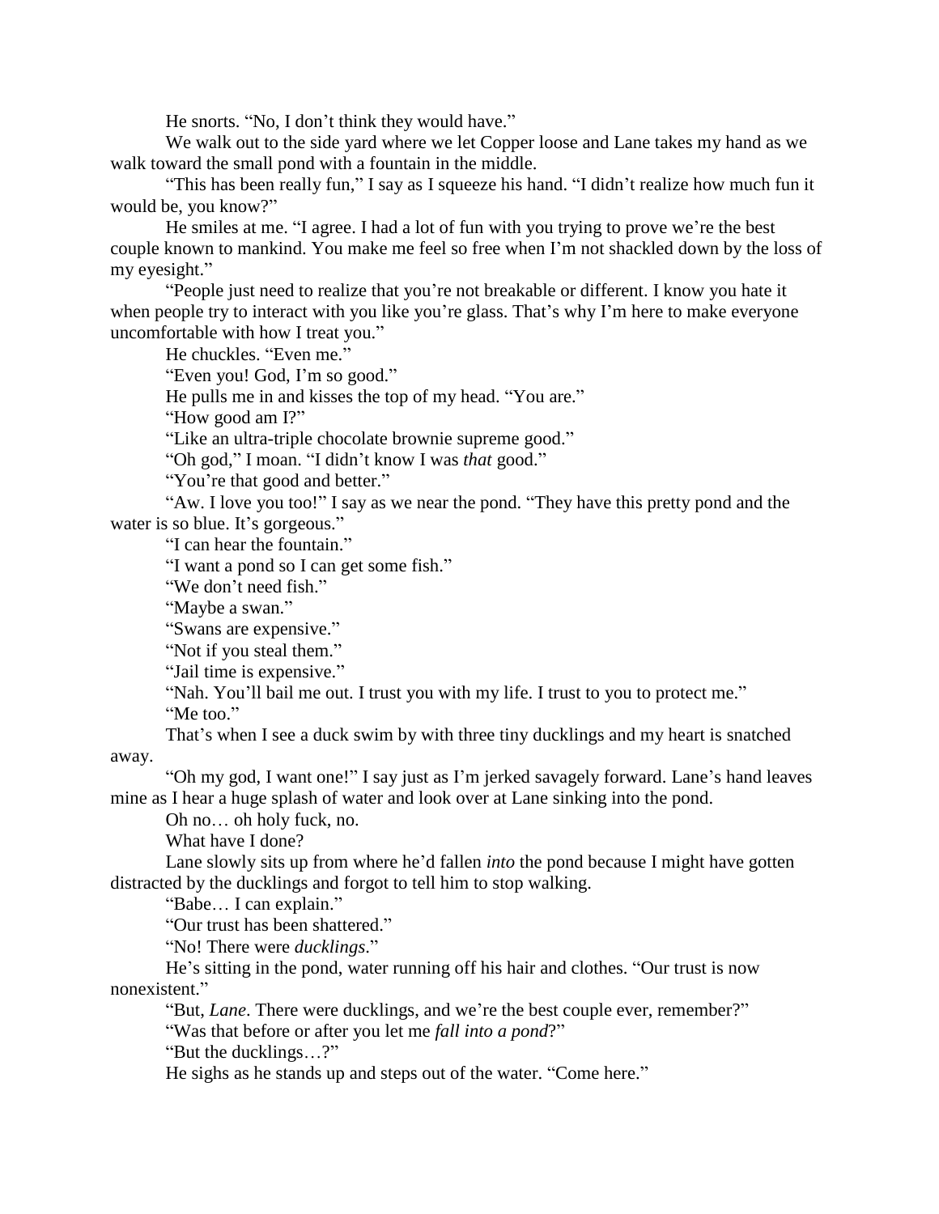He snorts. "No, I don't think they would have."

We walk out to the side yard where we let Copper loose and Lane takes my hand as we walk toward the small pond with a fountain in the middle.

"This has been really fun," I say as I squeeze his hand. "I didn't realize how much fun it would be, you know?"

He smiles at me. "I agree. I had a lot of fun with you trying to prove we're the best couple known to mankind. You make me feel so free when I'm not shackled down by the loss of my eyesight."

"People just need to realize that you're not breakable or different. I know you hate it when people try to interact with you like you're glass. That's why I'm here to make everyone uncomfortable with how I treat you."

He chuckles. "Even me."

"Even you! God, I'm so good."

He pulls me in and kisses the top of my head. "You are."

"How good am I?"

"Like an ultra-triple chocolate brownie supreme good."

"Oh god," I moan. "I didn't know I was *that* good."

"You're that good and better."

"Aw. I love you too!" I say as we near the pond. "They have this pretty pond and the water is so blue. It's gorgeous."

"I can hear the fountain."

"I want a pond so I can get some fish."

"We don't need fish."

"Maybe a swan."

"Swans are expensive."

"Not if you steal them."

"Jail time is expensive."

"Nah. You'll bail me out. I trust you with my life. I trust to you to protect me."

"Me too."

That's when I see a duck swim by with three tiny ducklings and my heart is snatched away.

"Oh my god, I want one!" I say just as I'm jerked savagely forward. Lane's hand leaves mine as I hear a huge splash of water and look over at Lane sinking into the pond.

Oh no… oh holy fuck, no.

What have I done?

Lane slowly sits up from where he'd fallen *into* the pond because I might have gotten distracted by the ducklings and forgot to tell him to stop walking.

"Babe… I can explain."

"Our trust has been shattered."

"No! There were *ducklings*."

He's sitting in the pond, water running off his hair and clothes. "Our trust is now nonexistent."

"But, *Lane*. There were ducklings, and we're the best couple ever, remember?"

"Was that before or after you let me *fall into a pond*?"

"But the ducklings…?"

He sighs as he stands up and steps out of the water. "Come here."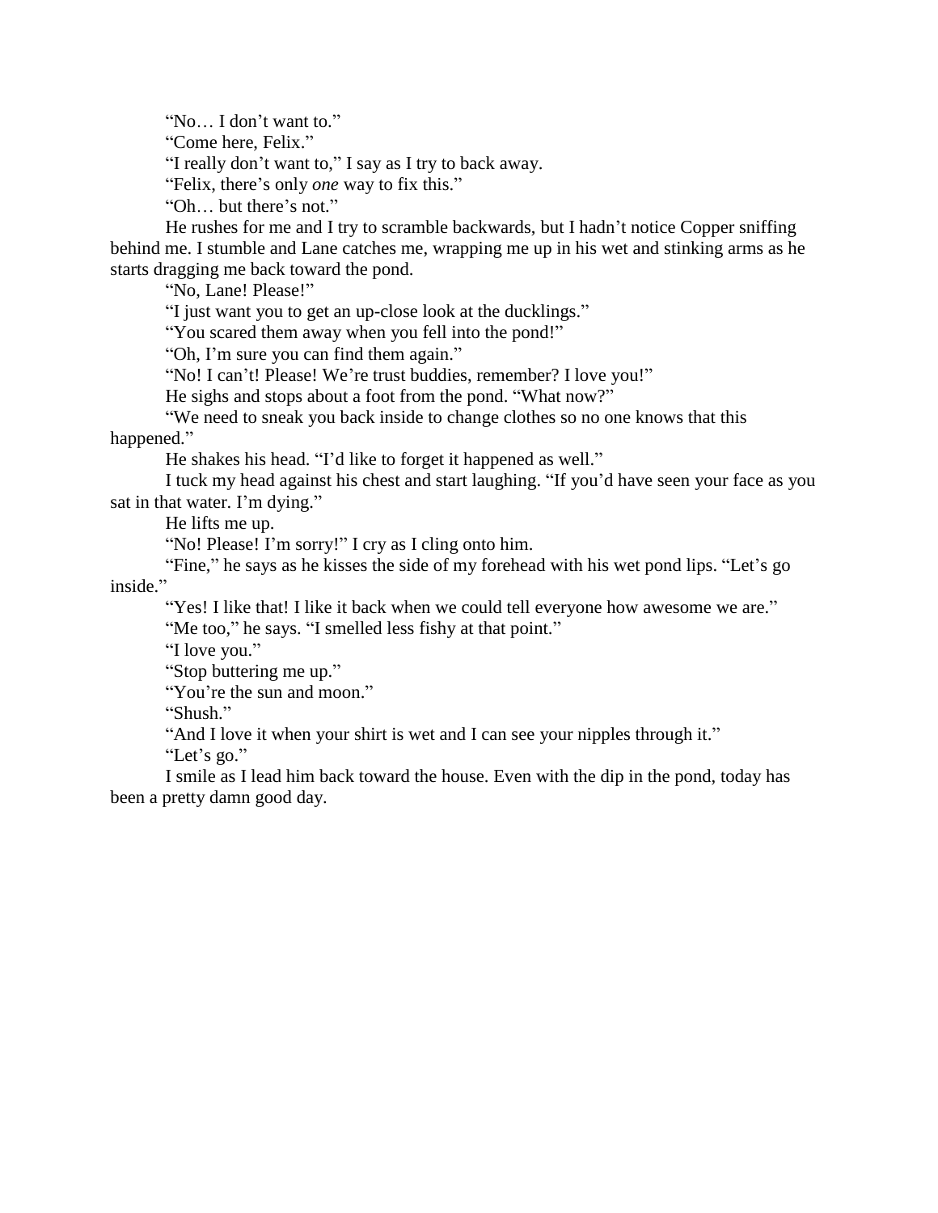"No… I don't want to."

"Come here, Felix."

"I really don't want to," I say as I try to back away.

"Felix, there's only *one* way to fix this."

"Oh… but there's not."

He rushes for me and I try to scramble backwards, but I hadn't notice Copper sniffing behind me. I stumble and Lane catches me, wrapping me up in his wet and stinking arms as he starts dragging me back toward the pond.

"No, Lane! Please!"

"I just want you to get an up-close look at the ducklings."

"You scared them away when you fell into the pond!"

"Oh, I'm sure you can find them again."

"No! I can't! Please! We're trust buddies, remember? I love you!"

He sighs and stops about a foot from the pond. "What now?"

"We need to sneak you back inside to change clothes so no one knows that this happened."

He shakes his head. "I'd like to forget it happened as well."

I tuck my head against his chest and start laughing. "If you'd have seen your face as you sat in that water. I'm dying."

He lifts me up.

"No! Please! I'm sorry!" I cry as I cling onto him.

"Fine," he says as he kisses the side of my forehead with his wet pond lips. "Let's go inside."

"Yes! I like that! I like it back when we could tell everyone how awesome we are."

"Me too," he says. "I smelled less fishy at that point."

"I love you."

"Stop buttering me up."

"You're the sun and moon."

"Shush."

"And I love it when your shirt is wet and I can see your nipples through it."

"Let's go."

I smile as I lead him back toward the house. Even with the dip in the pond, today has been a pretty damn good day.